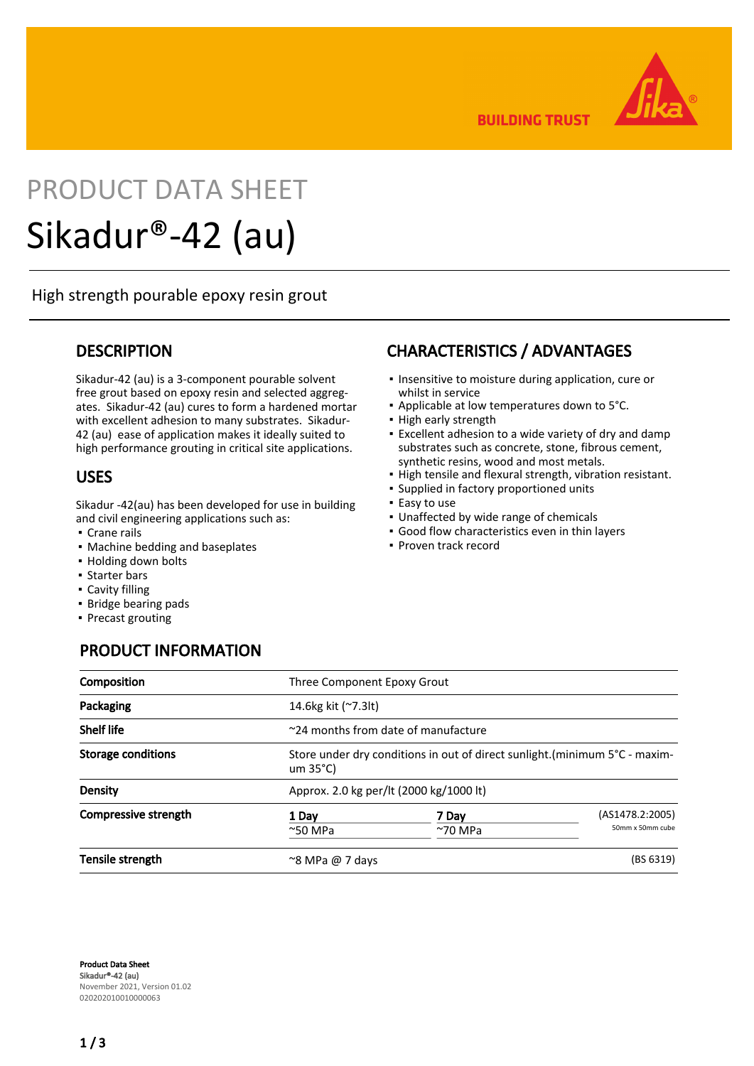BUILDING TRUST

PRODUCT DATA SHEET

# Sikadur®-42 (au)

High strength pourable epoxy resin grout

## DESCRIPTION

Sikadur-42 (au) is a 3-component pourable solvent free grout based on epoxy resin and selected aggregates. Sikadur-42 (au) cures to form a hardened mortar with excellent adhesion to many substrates. Sikadur-42 (au) ease of application makes it ideally suited to high performance grouting in critical site applications.

## USES

Sikadur -42(au) has been developed for use in building and civil engineering applications such as:

- Crane rails
- Machine bedding and baseplates
- Holding down bolts
- Starter bars
- Cavity filling
- Bridge bearing pads
- Precast grouting

## CHARACTERISTICS / ADVANTAGES

- Insensitive to moisture during application, cure or whilst in service
- Applicable at low temperatures down to 5°C.
- High early strength
- Excellent adhesion to a wide variety of dry and damp substrates such as concrete, stone, fibrous cement, synthetic resins, wood and most metals.
- High tensile and flexural strength, vibration resistant.
- Supplied in factory proportioned units
- Easy to use
- Unaffected by wide range of chemicals
- Good flow characteristics even in thin layers
- Proven track record

## PRODUCT INFORMATION

| | | | |
|---|---|---|---|
| **Composition** | Three Component Epoxy Grout | | |
| **Packaging** | 14.6kg kit (~7.3lt) | | |
| **Shelf life** | ~24 months from date of manufacture | | |
| **Storage conditions** | Store under dry conditions in out of direct sunlight.(minimum 5°C - maximum 35°C) | | |
| **Density** | Approx. 2.0 kg per/lt (2000 kg/1000 lt) | | |
| **Compressive strength** | **1 Day** ~50 MPa | **7 Day** ~70 MPa | (AS1478.2:2005) 50mm x 50mm cube |
| **Tensile strength** | ~8 MPa @ 7 days | | (BS 6319) |

**Product Data Sheet**
**Sikadur®-42 (au)**
November 2021, Version 01.02
020202010010000063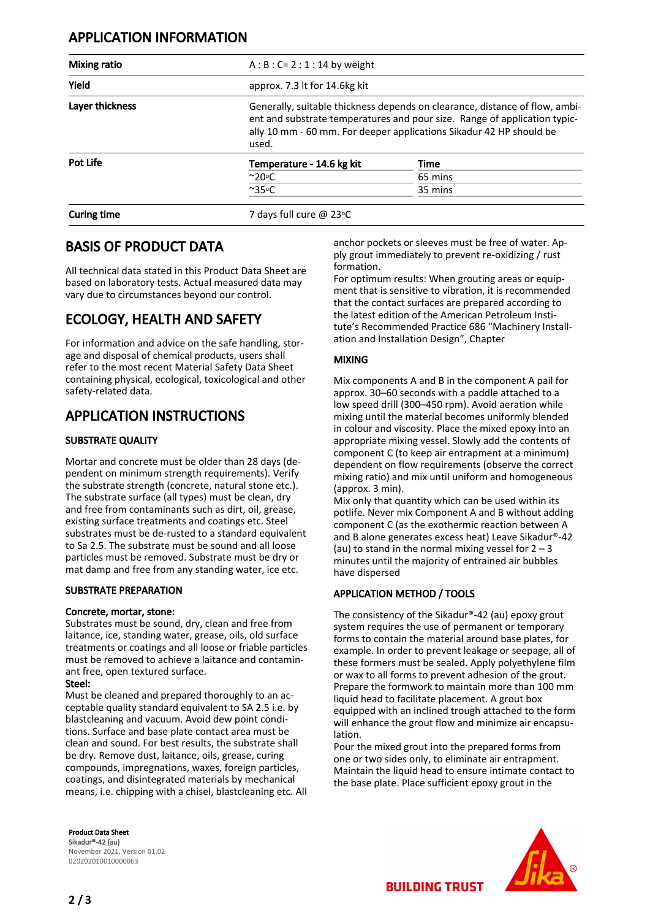## APPLICATION INFORMATION

| | |
|---|---|
| **Mixing ratio** | A : B : C= 2 : 1 : 14 by weight |
| **Yield** | approx. 7.3 lt for 14.6kg kit |
| **Layer thickness** | Generally, suitable thickness depends on clearance, distance of flow, ambient and substrate temperatures and pour size. Range of application typically 10 mm - 60 mm. For deeper applications Sikadur 42 HP should be used. |
| **Pot Life** | **Temperature - 14.6 kg kit** / **Time**<br>~20°C: 65 mins<br>~35°C: 35 mins |
| **Curing time** | 7 days full cure @ 23°C |

## BASIS OF PRODUCT DATA

All technical data stated in this Product Data Sheet are based on laboratory tests. Actual measured data may vary due to circumstances beyond our control.

## ECOLOGY, HEALTH AND SAFETY

For information and advice on the safe handling, storage and disposal of chemical products, users shall refer to the most recent Material Safety Data Sheet containing physical, ecological, toxicological and other safety-related data.

## APPLICATION INSTRUCTIONS

### SUBSTRATE QUALITY

Mortar and concrete must be older than 28 days (dependent on minimum strength requirements). Verify the substrate strength (concrete, natural stone etc.). The substrate surface (all types) must be clean, dry and free from contaminants such as dirt, oil, grease, existing surface treatments and coatings etc. Steel substrates must be de-rusted to a standard equivalent to Sa 2.5. The substrate must be sound and all loose particles must be removed. Substrate must be dry or mat damp and free from any standing water, ice etc.

### SUBSTRATE PREPARATION

**Concrete, mortar, stone:**

Substrates must be sound, dry, clean and free from laitance, ice, standing water, grease, oils, old surface treatments or coatings and all loose or friable particles must be removed to achieve a laitance and contaminant free, open textured surface.

**Steel:**

Must be cleaned and prepared thoroughly to an acceptable quality standard equivalent to SA 2.5 i.e. by blastcleaning and vacuum. Avoid dew point conditions. Surface and base plate contact area must be clean and sound. For best results, the substrate shall be dry. Remove dust, laitance, oils, grease, curing compounds, impregnations, waxes, foreign particles, coatings, and disintegrated materials by mechanical means, i.e. chipping with a chisel, blastcleaning etc. All anchor pockets or sleeves must be free of water. Apply grout immediately to prevent re-oxidizing / rust formation.

For optimum results: When grouting areas or equipment that is sensitive to vibration, it is recommended that the contact surfaces are prepared according to the latest edition of the American Petroleum Institute's Recommended Practice 686 "Machinery Installation and Installation Design", Chapter

### MIXING

Mix components A and B in the component A pail for approx. 30–60 seconds with a paddle attached to a low speed drill (300–450 rpm). Avoid aeration while mixing until the material becomes uniformly blended in colour and viscosity. Place the mixed epoxy into an appropriate mixing vessel. Slowly add the contents of component C (to keep air entrapment at a minimum) dependent on flow requirements (observe the correct mixing ratio) and mix until uniform and homogeneous (approx. 3 min).

Mix only that quantity which can be used within its potlife. Never mix Component A and B without adding component C (as the exothermic reaction between A and B alone generates excess heat) Leave Sikadur®-42 (au) to stand in the normal mixing vessel for 2 – 3 minutes until the majority of entrained air bubbles have dispersed

### APPLICATION METHOD / TOOLS

The consistency of the Sikadur®-42 (au) epoxy grout system requires the use of permanent or temporary forms to contain the material around base plates, for example. In order to prevent leakage or seepage, all of these formers must be sealed. Apply polyethylene film or wax to all forms to prevent adhesion of the grout. Prepare the formwork to maintain more than 100 mm liquid head to facilitate placement. A grout box equipped with an inclined trough attached to the form will enhance the grout flow and minimize air encapsulation.

Pour the mixed grout into the prepared forms from one or two sides only, to eliminate air entrapment. Maintain the liquid head to ensure intimate contact to the base plate. Place sufficient epoxy grout in the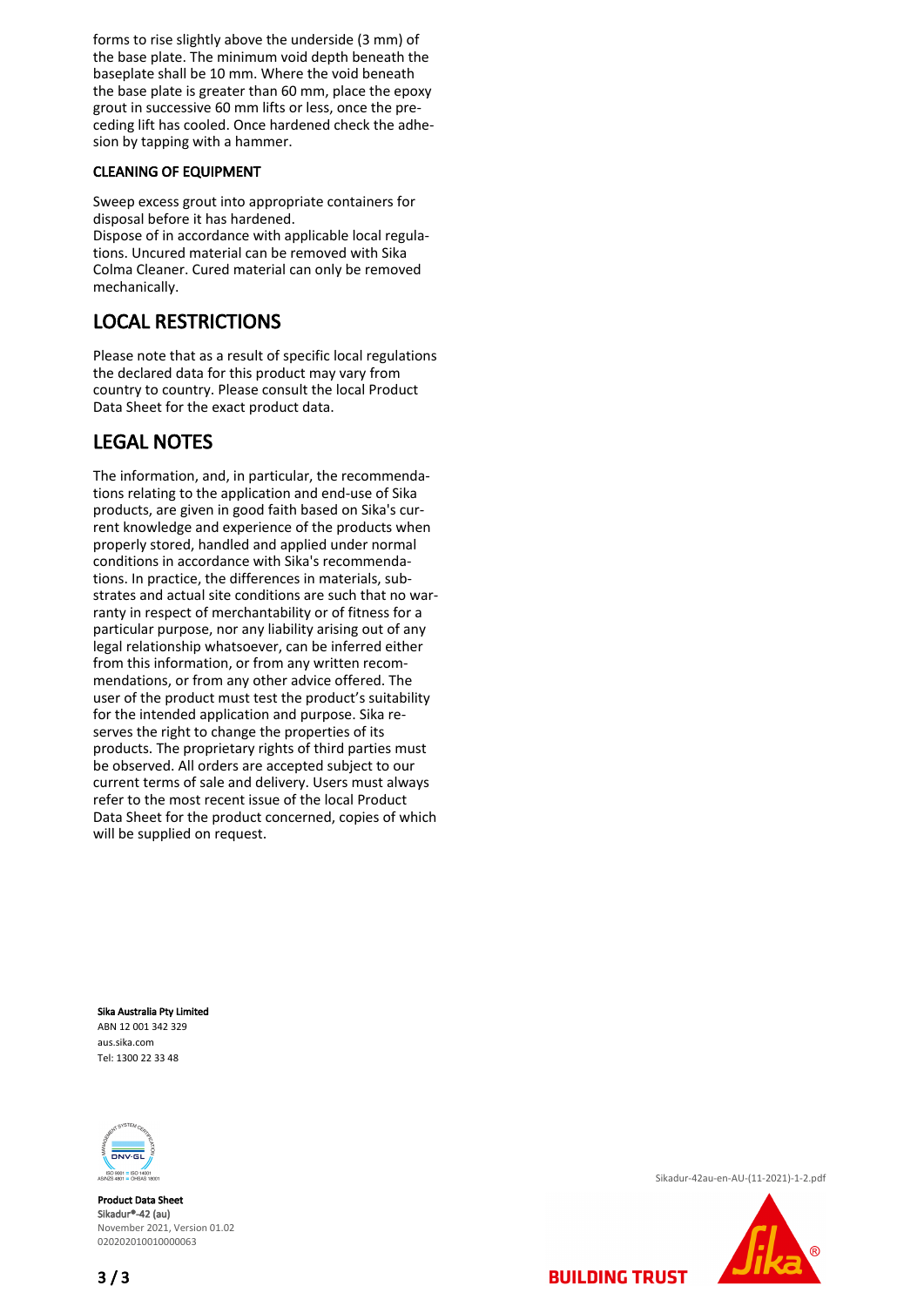forms to rise slightly above the underside (3 mm) of the base plate. The minimum void depth beneath the baseplate shall be 10 mm. Where the void beneath the base plate is greater than 60 mm, place the epoxy grout in successive 60 mm lifts or less, once the preceding lift has cooled. Once hardened check the adhesion by tapping with a hammer.

### CLEANING OF EQUIPMENT

Sweep excess grout into appropriate containers for disposal before it has hardened.
Dispose of in accordance with applicable local regulations. Uncured material can be removed with Sika Colma Cleaner. Cured material can only be removed mechanically.

## LOCAL RESTRICTIONS

Please note that as a result of specific local regulations the declared data for this product may vary from country to country. Please consult the local Product Data Sheet for the exact product data.

## LEGAL NOTES

The information, and, in particular, the recommendations relating to the application and end-use of Sika products, are given in good faith based on Sika's current knowledge and experience of the products when properly stored, handled and applied under normal conditions in accordance with Sika's recommendations. In practice, the differences in materials, substrates and actual site conditions are such that no warranty in respect of merchantability or of fitness for a particular purpose, nor any liability arising out of any legal relationship whatsoever, can be inferred either from this information, or from any written recommendations, or from any other advice offered. The user of the product must test the product's suitability for the intended application and purpose. Sika reserves the right to change the properties of its products. The proprietary rights of third parties must be observed. All orders are accepted subject to our current terms of sale and delivery. Users must always refer to the most recent issue of the local Product Data Sheet for the product concerned, copies of which will be supplied on request.

**Sika Australia Pty Limited**
ABN 12 001 342 329
aus.sika.com
Tel: 1300 22 33 48

**Product Data Sheet**
**Sikadur®-42 (au)**
November 2021, Version 01.02
020202010010000063

Sikadur-42au-en-AU-(11-2021)-1-2.pdf

**BUILDING TRUST**